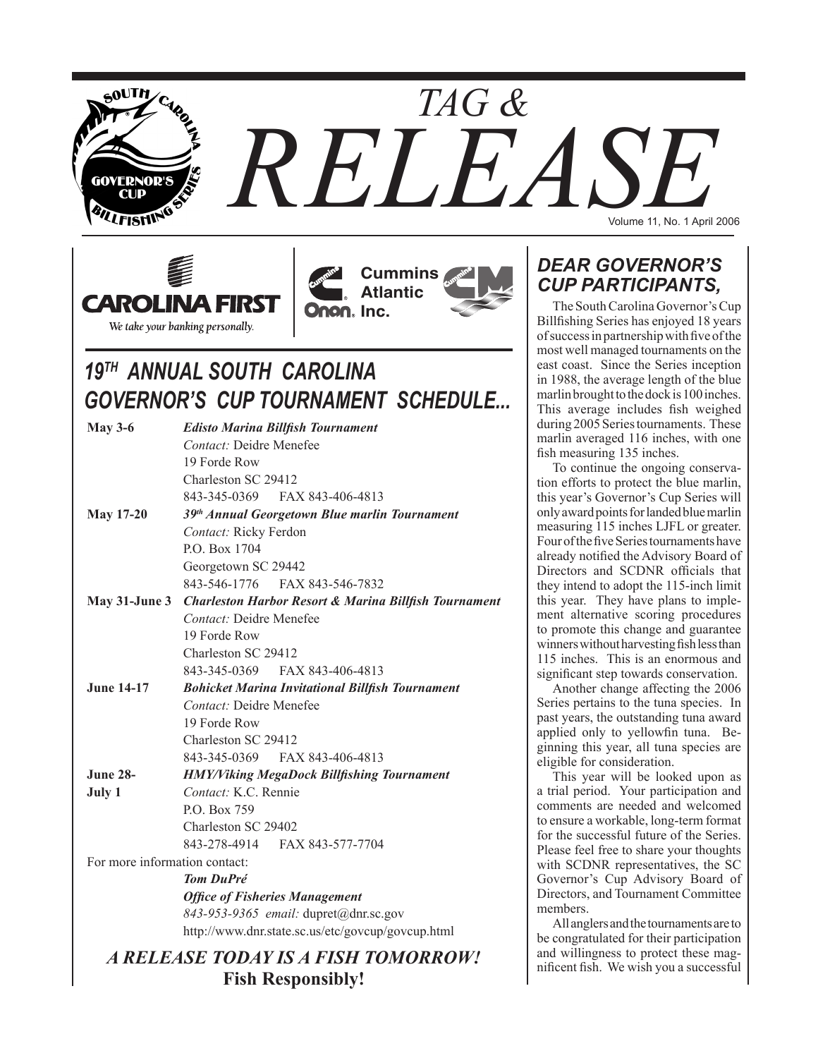# TAG & RELEASE

Volume 11, No. 1 April 2006

CAROLINA FIRST
*We take your banking personally.*

Cummins Atlantic Inc.

## *19TH ANNUAL SOUTH CAROLINA GOVERNOR'S CUP TOURNAMENT SCHEDULE...*

**May 3-6** ***Edisto Marina Billfish Tournament***
*Contact:* Deidre Menefee
19 Forde Row
Charleston SC 29412
843-345-0369 FAX 843-406-4813

**May 17-20** ***39th Annual Georgetown Blue marlin Tournament***
*Contact:* Ricky Ferdon
P.O. Box 1704
Georgetown SC 29442
843-546-1776 FAX 843-546-7832

**May 31-June 3** ***Charleston Harbor Resort & Marina Billfish Tournament***
*Contact:* Deidre Menefee
19 Forde Row
Charleston SC 29412
843-345-0369 FAX 843-406-4813

**June 14-17** ***Bohicket Marina Invitational Billfish Tournament***
*Contact:* Deidre Menefee
19 Forde Row
Charleston SC 29412
843-345-0369 FAX 843-406-4813

**June 28-July 1** ***HMY/Viking MegaDock Billfishing Tournament***
*Contact:* K.C. Rennie
P.O. Box 759
Charleston SC 29402
843-278-4914 FAX 843-577-7704

For more information contact:
***Tom DuPré***
***Office of Fisheries Management***
*843-953-9365 email:* dupret@dnr.sc.gov
http://www.dnr.state.sc.us/etc/govcup/govcup.html

### *A RELEASE TODAY IS A FISH TOMORROW!*
**Fish Responsibly!**

## *DEAR GOVERNOR'S CUP PARTICIPANTS,*

The South Carolina Governor's Cup Billfishing Series has enjoyed 18 years of success in partnership with five of the most well managed tournaments on the east coast. Since the Series inception in 1988, the average length of the blue marlin brought to the dock is 100 inches. This average includes fish weighed during 2005 Series tournaments. These marlin averaged 116 inches, with one fish measuring 135 inches.

To continue the ongoing conservation efforts to protect the blue marlin, this year's Governor's Cup Series will only award points for landed blue marlin measuring 115 inches LJFL or greater. Four of the five Series tournaments have already notified the Advisory Board of Directors and SCDNR officials that they intend to adopt the 115-inch limit this year. They have plans to implement alternative scoring procedures to promote this change and guarantee winners without harvesting fish less than 115 inches. This is an enormous and significant step towards conservation.

Another change affecting the 2006 Series pertains to the tuna species. In past years, the outstanding tuna award applied only to yellowfin tuna. Beginning this year, all tuna species are eligible for consideration.

This year will be looked upon as a trial period. Your participation and comments are needed and welcomed to ensure a workable, long-term format for the successful future of the Series. Please feel free to share your thoughts with SCDNR representatives, the SC Governor's Cup Advisory Board of Directors, and Tournament Committee members.

All anglers and the tournaments are to be congratulated for their participation and willingness to protect these magnificent fish. We wish you a successful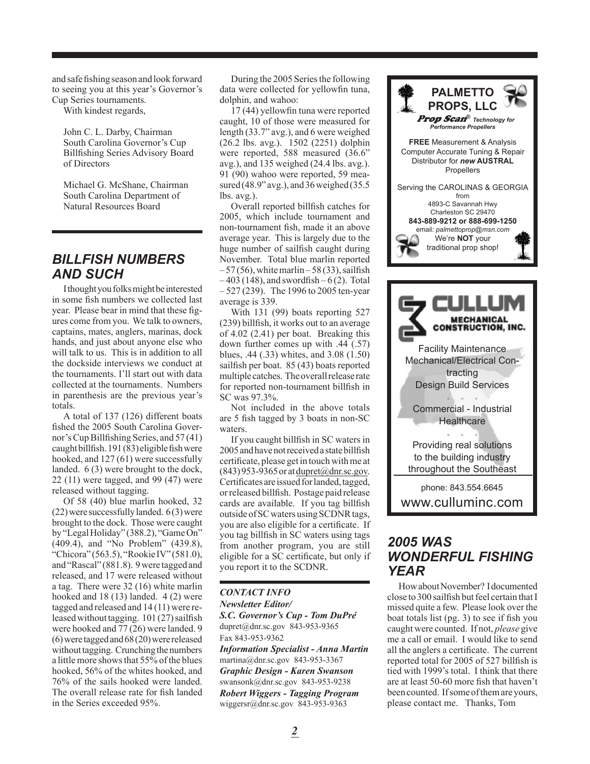and safe fishing season and look forward to seeing you at this year's Governor's Cup Series tournaments.

With kindest regards,

John C. L. Darby, Chairman
South Carolina Governor's Cup Billfishing Series Advisory Board of Directors

Michael G. McShane, Chairman
South Carolina Department of Natural Resources Board

## BILLFISH NUMBERS AND SUCH

I thought you folks might be interested in some fish numbers we collected last year. Please bear in mind that these figures come from you. We talk to owners, captains, mates, anglers, marinas, dock hands, and just about anyone else who will talk to us. This is in addition to all the dockside interviews we conduct at the tournaments. I'll start out with data collected at the tournaments. Numbers in parenthesis are the previous year's totals.

A total of 137 (126) different boats fished the 2005 South Carolina Governor's Cup Billfishing Series, and 57 (41) caught billfish. 191 (83) eligible fish were hooked, and 127 (61) were successfully landed. 6 (3) were brought to the dock, 22 (11) were tagged, and 99 (47) were released without tagging.

Of 58 (40) blue marlin hooked, 32 (22) were successfully landed. 6 (3) were brought to the dock. Those were caught by "Legal Holiday" (388.2), "Game On" (409.4), and "No Problem" (439.8), "Chicora" (563.5), "Rookie IV" (581.0), and "Rascal" (881.8). 9 were tagged and released, and 17 were released without a tag. There were 32 (16) white marlin hooked and 18 (13) landed. 4 (2) were tagged and released and 14 (11) were released without tagging. 101 (27) sailfish were hooked and 77 (26) were landed. 9 (6) were tagged and 68 (20) were released without tagging. Crunching the numbers a little more shows that 55% of the blues hooked, 56% of the whites hooked, and 76% of the sails hooked were landed. The overall release rate for fish landed in the Series exceeded 95%.

During the 2005 Series the following data were collected for yellowfin tuna, dolphin, and wahoo:

17 (44) yellowfin tuna were reported caught, 10 of those were measured for length (33.7" avg.), and 6 were weighed (26.2 lbs. avg.). 1502 (2251) dolphin were reported, 588 measured (36.6" avg.), and 135 weighed (24.4 lbs. avg.). 91 (90) wahoo were reported, 59 measured (48.9" avg.), and 36 weighed (35.5 lbs. avg.).

Overall reported billfish catches for 2005, which include tournament and non-tournament fish, made it an above average year. This is largely due to the huge number of sailfish caught during November. Total blue marlin reported – 57 (56), white marlin – 58 (33), sailfish – 403 (148), and swordfish – 6 (2). Total – 527 (239). The 1996 to 2005 ten-year average is 339.

With 131 (99) boats reporting 527 (239) billfish, it works out to an average of 4.02 (2.41) per boat. Breaking this down further comes up with .44 (.57) blues, .44 (.33) whites, and 3.08 (1.50) sailfish per boat. 85 (43) boats reported multiple catches. The overall release rate for reported non-tournament billfish in SC was 97.3%.

Not included in the above totals are 5 fish tagged by 3 boats in non-SC waters.

If you caught billfish in SC waters in 2005 and have not received a state billfish certificate, please get in touch with me at (843) 953-9365 or at dupret@dnr.sc.gov. Certificates are issued for landed, tagged, or released billfish. Postage paid release cards are available. If you tag billfish outside of SC waters using SCDNR tags, you are also eligible for a certificate. If you tag billfish in SC waters using tags from another program, you are still eligible for a SC certificate, but only if you report it to the SCDNR.

***CONTACT INFO***

***Newsletter Editor/***
***S.C. Governor's Cup - Tom DuPré***
dupret@dnr.sc.gov 843-953-9365
Fax 843-953-9362

***Information Specialist - Anna Martin***
martina@dnr.sc.gov 843-953-3367

***Graphic Design - Karen Swanson***
swansonk@dnr.sc.gov 843-953-9238

***Robert Wiggers - Tagging Program***
wiggersr@dnr.sc.gov 843-953-9363

**PALMETTO PROPS, LLC**

***Prop Scan***® *Technology for Performance Propellers*

**FREE** Measurement & Analysis
Computer Accurate Tuning & Repair
Distributor for ***new*** **AUSTRAL** Propellers

Serving the CAROLINAS & GEORGIA from
4893-C Savannah Hwy
Charleston SC 29470
**843-889-9212 or 888-699-1250**
email: *palmettoprop@msn.com*
We're **NOT** your traditional prop shop!

**CULLUM MECHANICAL CONSTRUCTION, INC.**

Facility Maintenance
Mechanical/Electrical Contracting
Design Build Services

Commercial - Industrial
Healthcare

Providing real solutions to the building industry throughout the Southeast

phone: 843.554.6645
www.culluminc.com

## 2005 WAS WONDERFUL FISHING YEAR

How about November? I documented close to 300 sailfish but feel certain that I missed quite a few. Please look over the boat totals list (pg. 3) to see if fish you caught were counted. If not, *please* give me a call or email. I would like to send all the anglers a certificate. The current reported total for 2005 of 527 billfish is tied with 1999's total. I think that there are at least 50-60 more fish that haven't been counted. If some of them are yours, please contact me. Thanks, Tom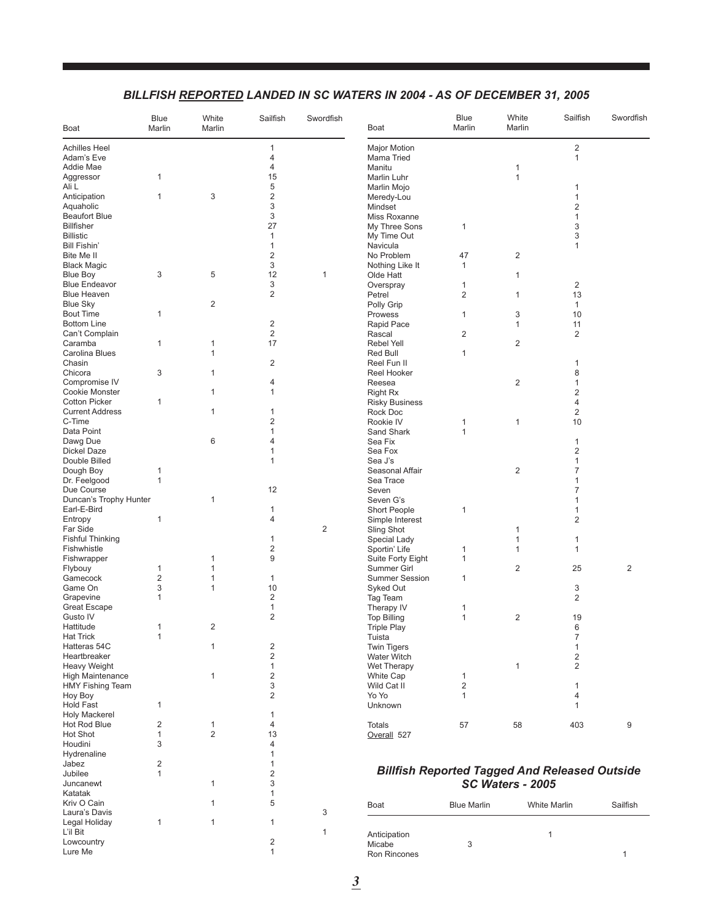## *BILLFISH REPORTED LANDED IN SC WATERS IN 2004 - AS OF DECEMBER 31, 2005*

| Boat | Blue Marlin | White Marlin | Sailfish | Swordfish |
|---|---|---|---|---|
| Achilles Heel | | | 1 | |
| Adam's Eve | | | 4 | |
| Addie Mae | | | 4 | |
| Aggressor | 1 | | 15 | |
| Ali L | | | 5 | |
| Anticipation | 1 | 3 | 2 | |
| Aquaholic | | | 3 | |
| Beaufort Blue | | | 3 | |
| Billfisher | | | 27 | |
| Billistic | | | 1 | |
| Bill Fishin' | | | 1 | |
| Bite Me II | | | 2 | |
| Black Magic | | | 3 | |
| Blue Boy | 3 | 5 | 12 | 1 |
| Blue Endeavor | | | 3 | |
| Blue Heaven | | | 2 | |
| Blue Sky | | 2 | | |
| Bout Time | 1 | | | |
| Bottom Line | | | 2 | |
| Can't Complain | | | 2 | |
| Caramba | 1 | 1 | 17 | |
| Carolina Blues | | 1 | | |
| Chasin | | | 2 | |
| Chicora | 3 | 1 | | |
| Compromise IV | | | 4 | |
| Cookie Monster | | 1 | 1 | |
| Cotton Picker | 1 | | | |
| Current Address | | 1 | 1 | |
| C-Time | | | 2 | |
| Data Point | | | 1 | |
| Dawg Due | | 6 | 4 | |
| Dickel Daze | | | 1 | |
| Double Billed | | | 1 | |
| Dough Boy | 1 | | | |
| Dr. Feelgood | 1 | | | |
| Due Course | | | 12 | |
| Duncan's Trophy Hunter | | 1 | | |
| Earl-E-Bird | | | 1 | |
| Entropy | 1 | | 4 | |
| Far Side | | | | 2 |
| Fishful Thinking | | | 1 | |
| Fishwhistle | | | 2 | |
| Fishwrapper | | 1 | 9 | |
| Flybouy | 1 | 1 | | |
| Gamecock | 2 | 1 | 1 | |
| Game On | 3 | 1 | 10 | |
| Grapevine | 1 | | 2 | |
| Great Escape | | | 1 | |
| Gusto IV | | | 2 | |
| Hattitude | 1 | 2 | | |
| Hat Trick | 1 | | | |
| Hatteras 54C | | 1 | 2 | |
| Heartbreaker | | | 2 | |
| Heavy Weight | | | 1 | |
| High Maintenance | | 1 | 2 | |
| HMY Fishing Team | | | 3 | |
| Hoy Boy | | | 2 | |
| Hold Fast | 1 | | | |
| Holy Mackerel | | | 1 | |
| Hot Rod Blue | 2 | 1 | 4 | |
| Hot Shot | 1 | 2 | 13 | |
| Houdini | 3 | | 4 | |
| Hydrenaline | | | 1 | |
| Jabez | 2 | | 1 | |
| Jubilee | 1 | | 2 | |
| Juncanewt | | 1 | 3 | |
| Katatak | | | 1 | |
| Kriv O Cain | | 1 | 5 | |
| Laura's Davis | | | | 3 |
| Legal Holiday | 1 | 1 | 1 | |
| L'il Bit | | | | 1 |
| Lowcountry | | | 2 | |
| Lure Me | | | 1 | |
| Major Motion | | | 2 | |
| Mama Tried | | | 1 | |
| Manitu | | 1 | | |
| Marlin Luhr | | 1 | | |
| Marlin Mojo | | | 1 | |
| Meredy-Lou | | | 1 | |
| Mindset | | | 2 | |
| Miss Roxanne | | | 1 | |
| My Three Sons | 1 | | 3 | |
| My Time Out | | | 3 | |
| Navicula | | | 1 | |
| No Problem | 47 | 2 | | |
| Nothing Like It | 1 | | | |
| Olde Hatt | | 1 | | |
| Overspray | 1 | | 2 | |
| Petrel | 2 | 1 | 13 | |
| Polly Grip | | | 1 | |
| Prowess | 1 | 3 | 10 | |
| Rapid Pace | | 1 | 11 | |
| Rascal | 2 | | 2 | |
| Rebel Yell | | 2 | | |
| Red Bull | 1 | | | |
| Reel Fun II | | | 1 | |
| Reel Hooker | | | 8 | |
| Reesea | | 2 | 1 | |
| Right Rx | | | 2 | |
| Risky Business | | | 4 | |
| Rock Doc | | | 2 | |
| Rookie IV | 1 | 1 | 10 | |
| Sand Shark | 1 | | | |
| Sea Fix | | | 1 | |
| Sea Fox | | | 2 | |
| Sea J's | | | 1 | |
| Seasonal Affair | | 2 | 7 | |
| Sea Trace | | | 1 | |
| Seven | | | 7 | |
| Seven G's | | | 1 | |
| Short People | 1 | | 1 | |
| Simple Interest | | | 2 | |
| Sling Shot | | 1 | | |
| Special Lady | | 1 | 1 | |
| Sportin' Life | 1 | 1 | 1 | |
| Suite Forty Eight | 1 | | | |
| Summer Girl | | 2 | 25 | 2 |
| Summer Session | 1 | | | |
| Syked Out | | | 3 | |
| Tag Team | | | 2 | |
| Therapy IV | 1 | | | |
| Top Billing | 1 | 2 | 19 | |
| Triple Play | | | 6 | |
| Tuista | | | 7 | |
| Twin Tigers | | | 1 | |
| Water Witch | | | 2 | |
| Wet Therapy | | 1 | 2 | |
| White Cap | 1 | | | |
| Wild Cat II | 2 | | 1 | |
| Yo Yo | 1 | | 4 | |
| Unknown | | | 1 | |
| Totals | 57 | 58 | 403 | 9 |

Overall 527

## *Billfish Reported Tagged And Released Outside SC Waters - 2005*

| Boat | Blue Marlin | White Marlin | Sailfish |
|---|---|---|---|
| Anticipation | | 1 | |
| Micabe | 3 | | |
| Ron Rincones | | | 1 |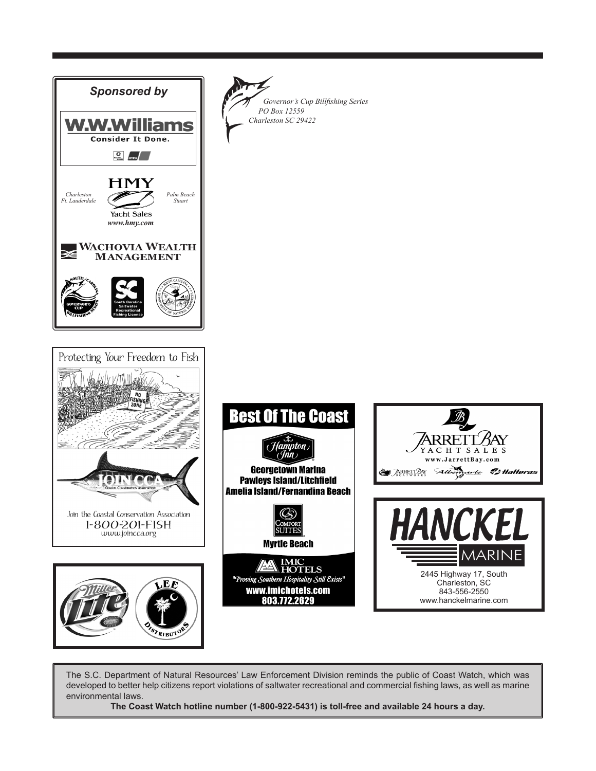*Sponsored by*

W.W.Williams

Consider It Done.

HMY

*Charleston*
*Ft. Lauderdale*

*Palm Beach*
*Stuart*

Yacht Sales

*www.hmy.com*

WACHOVIA WEALTH MANAGEMENT

South Carolina Governor's Cup Billfishing Series

South Carolina Saltwater Recreational Fishing License

South Carolina Department of Natural Resources

*Governor's Cup Billfishing Series*
*PO Box 12559*
*Charleston SC 29422*

Protecting Your Freedom to Fish

NO FISHING ZONE

JOIN CCA

Coastal Conservation Association

Join the Coastal Conservation Association

1-800-201-FISH

www.joincca.org

Best Of The Coast

Hampton Inn

Georgetown Marina
Pawleys Island/Litchfield
Amelia Island/Fernandina Beach

Comfort Suites

Myrtle Beach

IMIC HOTELS

*"Proving Southern Hospitality Still Exists"*

www.imichotels.com
803.772.2629

Jarrett Bay Yacht Sales

www.JarrettBay.com

Jarrett Bay Boatworks | Albemarle | Hatteras

HANCKEL MARINE

2445 Highway 17, South
Charleston, SC
843-556-2550
www.hanckelmarine.com

Miller Lite

Lee Distributors

The S.C. Department of Natural Resources' Law Enforcement Division reminds the public of Coast Watch, which was developed to better help citizens report violations of saltwater recreational and commercial fishing laws, as well as marine environmental laws.

**The Coast Watch hotline number (1-800-922-5431) is toll-free and available 24 hours a day.**